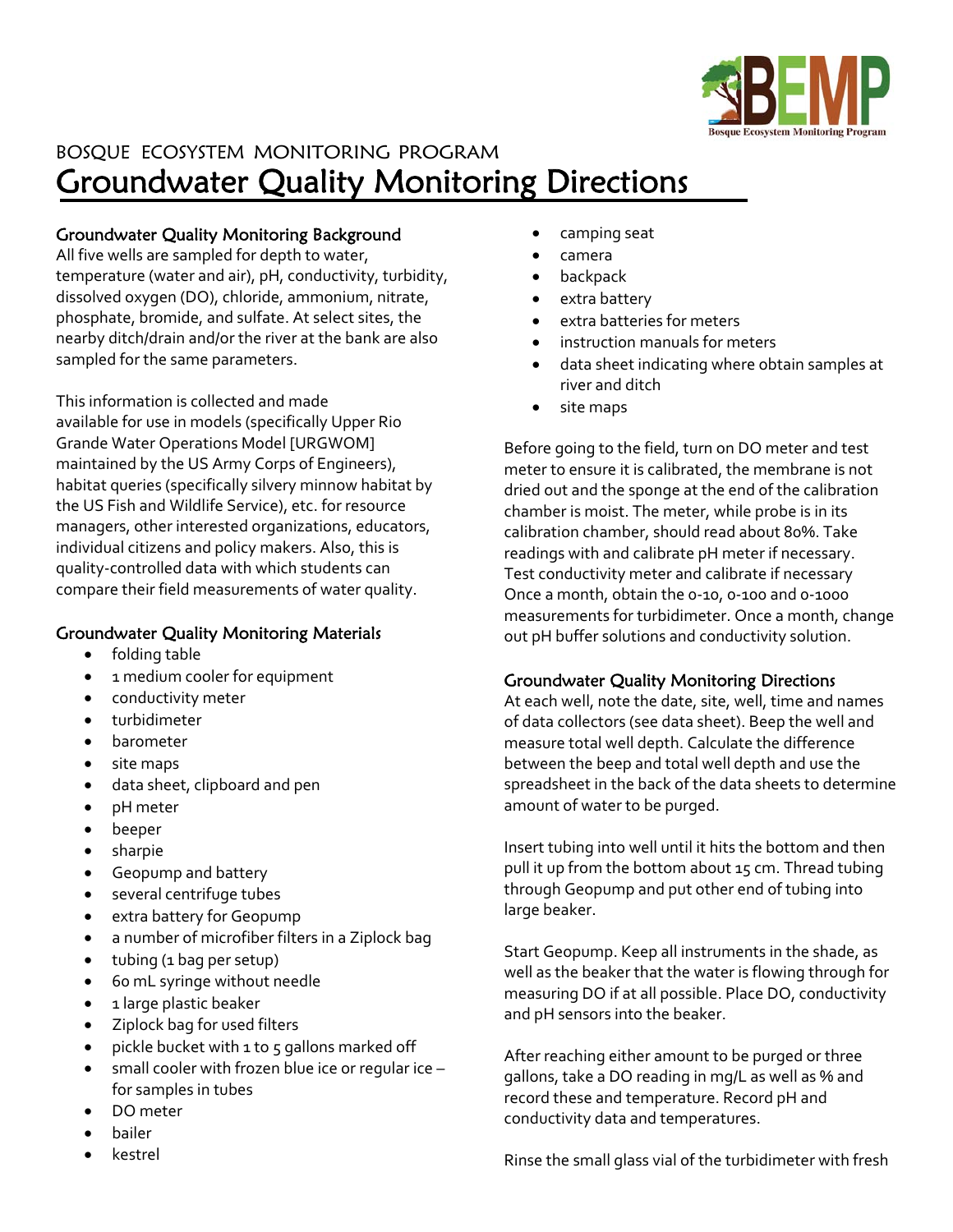BOSQUE ECOSYSTEM MONITORING PROGRAM

# Groundwater Quality Monitoring Directions

## Groundwater Quality Monitoring Background

All five wells are sampled for depth to water, temperature (water and air), pH, conductivity, turbidity, dissolved oxygen (DO), chloride, ammonium, nitrate, phosphate, bromide, and sulfate. At select sites, the nearby ditch/drain and/or the river at the bank are also sampled for the same parameters.

This information is collected and made available for use in models (specifically Upper Rio Grande Water Operations Model [URGWOM] maintained by the US Army Corps of Engineers), habitat queries (specifically silvery minnow habitat by the US Fish and Wildlife Service), etc. for resource managers, other interested organizations, educators, individual citizens and policy makers. Also, this is quality-controlled data with which students can compare their field measurements of water quality.

## Groundwater Quality Monitoring Materials

- folding table
- 1 medium cooler for equipment
- conductivity meter
- turbidimeter
- barometer
- site maps
- data sheet, clipboard and pen
- pH meter
- beeper
- sharpie
- Geopump and battery
- several centrifuge tubes
- extra battery for Geopump
- a number of microfiber filters in a Ziplock bag
- tubing (1 bag per setup)
- 60 mL syringe without needle
- 1 large plastic beaker
- Ziplock bag for used filters
- pickle bucket with 1 to 5 gallons marked off
- small cooler with frozen blue ice or regular ice – for samples in tubes
- DO meter
- bailer
- kestrel
- camping seat
- camera
- backpack
- extra battery
- extra batteries for meters
- instruction manuals for meters
- data sheet indicating where obtain samples at river and ditch
- site maps

Before going to the field, turn on DO meter and test meter to ensure it is calibrated, the membrane is not dried out and the sponge at the end of the calibration chamber is moist. The meter, while probe is in its calibration chamber, should read about 80%. Take readings with and calibrate pH meter if necessary. Test conductivity meter and calibrate if necessary Once a month, obtain the 0-10, 0-100 and 0-1000 measurements for turbidimeter. Once a month, change out pH buffer solutions and conductivity solution.

## Groundwater Quality Monitoring Directions

At each well, note the date, site, well, time and names of data collectors (see data sheet). Beep the well and measure total well depth. Calculate the difference between the beep and total well depth and use the spreadsheet in the back of the data sheets to determine amount of water to be purged.

Insert tubing into well until it hits the bottom and then pull it up from the bottom about 15 cm. Thread tubing through Geopump and put other end of tubing into large beaker.

Start Geopump. Keep all instruments in the shade, as well as the beaker that the water is flowing through for measuring DO if at all possible. Place DO, conductivity and pH sensors into the beaker.

After reaching either amount to be purged or three gallons, take a DO reading in mg/L as well as % and record these and temperature. Record pH and conductivity data and temperatures.

Rinse the small glass vial of the turbidimeter with fresh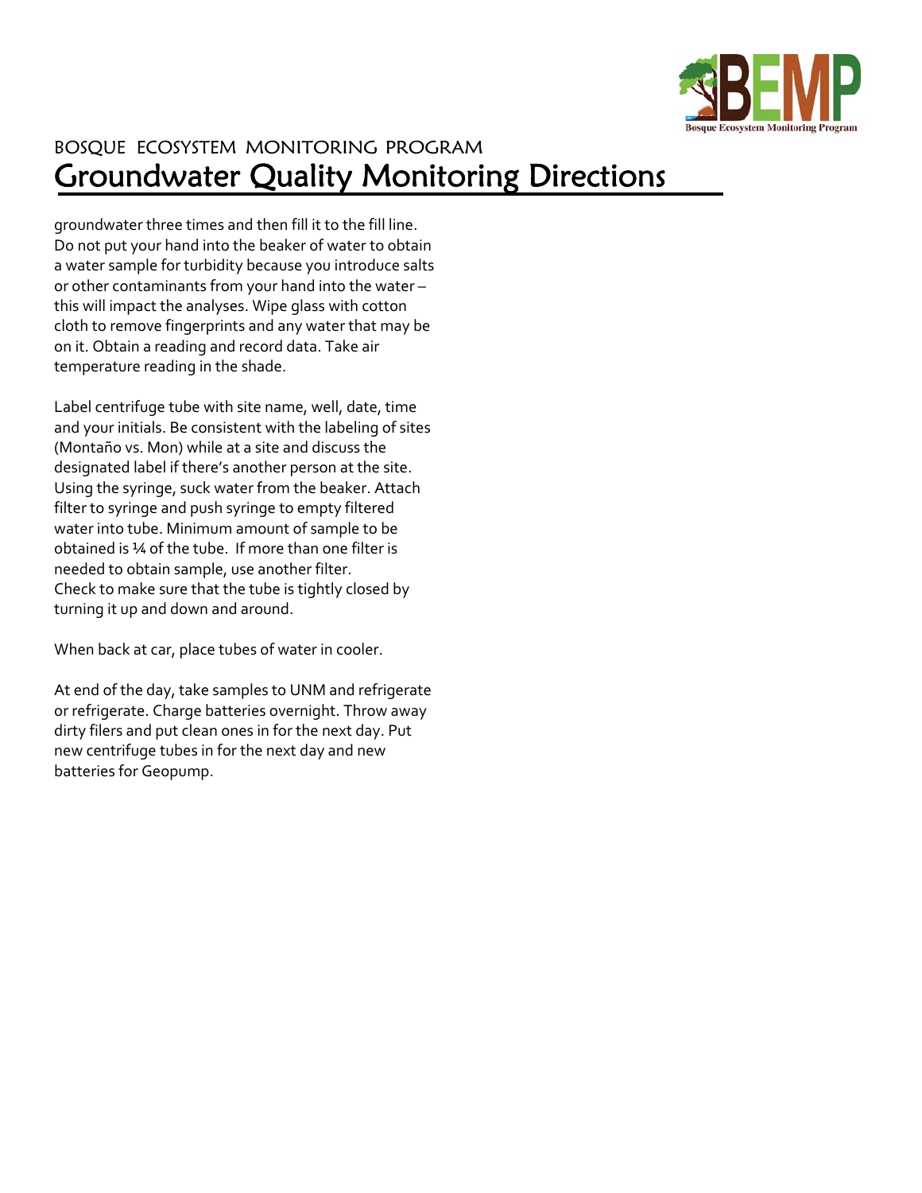groundwater three times and then fill it to the fill line. Do not put your hand into the beaker of water to obtain a water sample for turbidity because you introduce salts or other contaminants from your hand into the water – this will impact the analyses. Wipe glass with cotton cloth to remove fingerprints and any water that may be on it. Obtain a reading and record data. Take air temperature reading in the shade.

Label centrifuge tube with site name, well, date, time and your initials. Be consistent with the labeling of sites (Montaño vs. Mon) while at a site and discuss the designated label if there's another person at the site. Using the syringe, suck water from the beaker. Attach filter to syringe and push syringe to empty filtered water into tube. Minimum amount of sample to be obtained is ¼ of the tube. If more than one filter is needed to obtain sample, use another filter. Check to make sure that the tube is tightly closed by turning it up and down and around.

When back at car, place tubes of water in cooler.

At end of the day, take samples to UNM and refrigerate or refrigerate. Charge batteries overnight. Throw away dirty filers and put clean ones in for the next day. Put new centrifuge tubes in for the next day and new batteries for Geopump.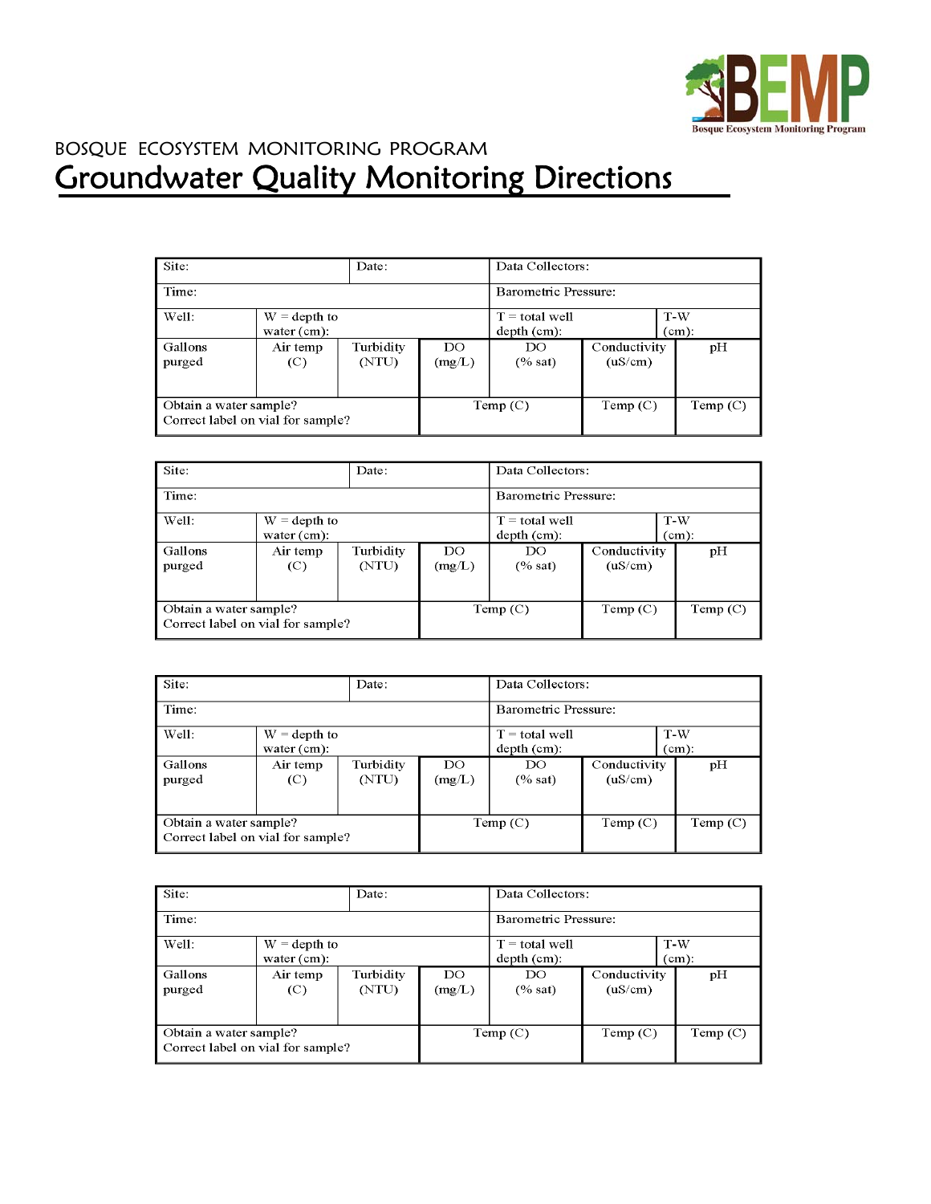BOSQUE ECOSYSTEM MONITORING PROGRAM

# Groundwater Quality Monitoring Directions

| | | | | | | |
|---|---|---|---|---|---|---|
| Site: | | Date: | | Data Collectors: | | |
| Time: | | | | Barometric Pressure: | | |
| Well: | W = depth to water (cm): | | | T = total well depth (cm): | | T-W (cm): |
| Gallons purged | Air temp (C) | Turbidity (NTU) | DO (mg/L) | DO (% sat) | Conductivity (uS/cm) | pH |
| Obtain a water sample? Correct label on vial for sample? | | | | Temp (C) | Temp (C) | Temp (C) |

| | | | | | | |
|---|---|---|---|---|---|---|
| Site: | | Date: | | Data Collectors: | | |
| Time: | | | | Barometric Pressure: | | |
| Well: | W = depth to water (cm): | | | T = total well depth (cm): | | T-W (cm): |
| Gallons purged | Air temp (C) | Turbidity (NTU) | DO (mg/L) | DO (% sat) | Conductivity (uS/cm) | pH |
| Obtain a water sample? Correct label on vial for sample? | | | | Temp (C) | Temp (C) | Temp (C) |

| | | | | | | |
|---|---|---|---|---|---|---|
| Site: | | Date: | | Data Collectors: | | |
| Time: | | | | Barometric Pressure: | | |
| Well: | W = depth to water (cm): | | | T = total well depth (cm): | | T-W (cm): |
| Gallons purged | Air temp (C) | Turbidity (NTU) | DO (mg/L) | DO (% sat) | Conductivity (uS/cm) | pH |
| Obtain a water sample? Correct label on vial for sample? | | | | Temp (C) | Temp (C) | Temp (C) |

| | | | | | | |
|---|---|---|---|---|---|---|
| Site: | | Date: | | Data Collectors: | | |
| Time: | | | | Barometric Pressure: | | |
| Well: | W = depth to water (cm): | | | T = total well depth (cm): | | T-W (cm): |
| Gallons purged | Air temp (C) | Turbidity (NTU) | DO (mg/L) | DO (% sat) | Conductivity (uS/cm) | pH |
| Obtain a water sample? Correct label on vial for sample? | | | | Temp (C) | Temp (C) | Temp (C) |